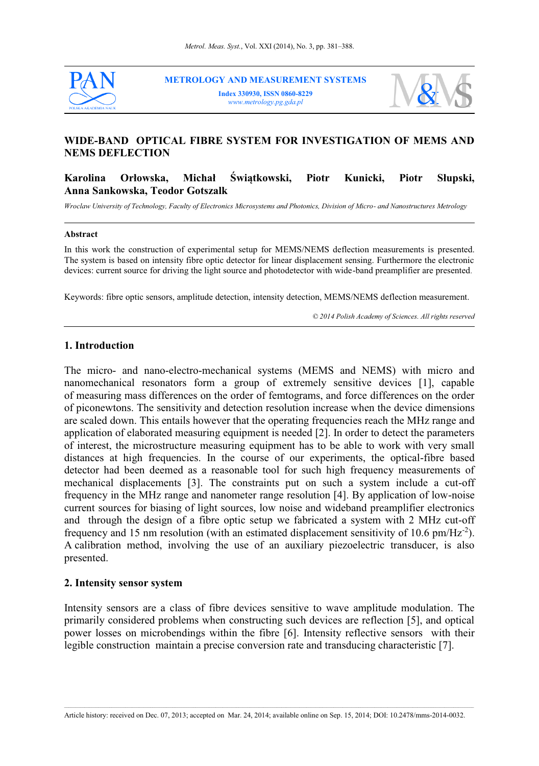# WIDE-BAND OPTICAL FIBRE SYSTEM FOR INVESTIGATION OF MEMS AND NEMS DEFLECTION

**Karolina Orłowska, Michał Świątkowski, Piotr Kunicki, Piotr Słupski, Anna Sankowska, Teodor Gotszalk**

*Wroclaw University of Technology, Faculty of Electronics Microsystems and Photonics, Division of Micro- and Nanostructures Metrology*

---

**Abstract**

In this work the construction of experimental setup for MEMS/NEMS deflection measurements is presented. The system is based on intensity fibre optic detector for linear displacement sensing. Furthermore the electronic devices: current source for driving the light source and photodetector with wide-band preamplifier are presented.

Keywords: fibre optic sensors, amplitude detection, intensity detection, MEMS/NEMS deflection measurement.

*© 2014 Polish Academy of Sciences. All rights reserved*

---

## 1. Introduction

The micro- and nano-electro-mechanical systems (MEMS and NEMS) with micro and nanomechanical resonators form a group of extremely sensitive devices [1], capable of measuring mass differences on the order of femtograms, and force differences on the order of piconewtons. The sensitivity and detection resolution increase when the device dimensions are scaled down. This entails however that the operating frequencies reach the MHz range and application of elaborated measuring equipment is needed [2]. In order to detect the parameters of interest, the microstructure measuring equipment has to be able to work with very small distances at high frequencies. In the course of our experiments, the optical-fibre based detector had been deemed as a reasonable tool for such high frequency measurements of mechanical displacements [3]. The constraints put on such a system include a cut-off frequency in the MHz range and nanometer range resolution [4]. By application of low-noise current sources for biasing of light sources, low noise and wideband preamplifier electronics and through the design of a fibre optic setup we fabricated a system with 2 MHz cut-off frequency and 15 nm resolution (with an estimated displacement sensitivity of 10.6 pm/Hz$^{-2}$). A calibration method, involving the use of an auxiliary piezoelectric transducer, is also presented.

## 2. Intensity sensor system

Intensity sensors are a class of fibre devices sensitive to wave amplitude modulation. The primarily considered problems when constructing such devices are reflection [5], and optical power losses on microbendings within the fibre [6]. Intensity reflective sensors with their legible construction maintain a precise conversion rate and transducing characteristic [7].

Article history: received on Dec. 07, 2013; accepted on Mar. 24, 2014; available online on Sep. 15, 2014; DOI: 10.2478/mms-2014-0032.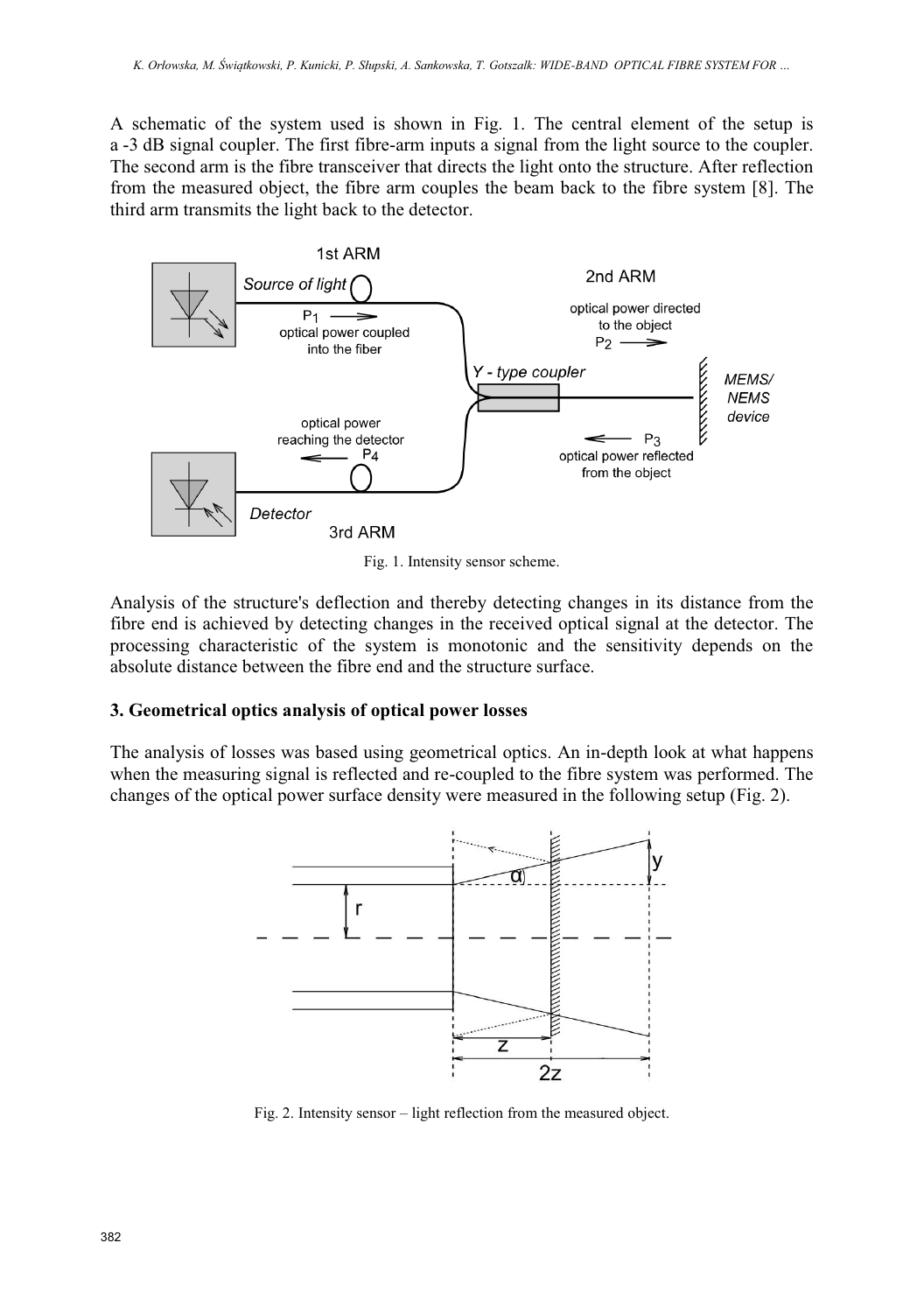A schematic of the system used is shown in Fig. 1. The central element of the setup is a -3 dB signal coupler. The first fibre-arm inputs a signal from the light source to the coupler. The second arm is the fibre transceiver that directs the light onto the structure. After reflection from the measured object, the fibre arm couples the beam back to the fibre system [8]. The third arm transmits the light back to the detector.

Fig. 1. Intensity sensor scheme.

Analysis of the structure's deflection and thereby detecting changes in its distance from the fibre end is achieved by detecting changes in the received optical signal at the detector. The processing characteristic of the system is monotonic and the sensitivity depends on the absolute distance between the fibre end and the structure surface.

### 3. Geometrical optics analysis of optical power losses

The analysis of losses was based using geometrical optics. An in-depth look at what happens when the measuring signal is reflected and re-coupled to the fibre system was performed. The changes of the optical power surface density were measured in the following setup (Fig. 2).

Fig. 2. Intensity sensor – light reflection from the measured object.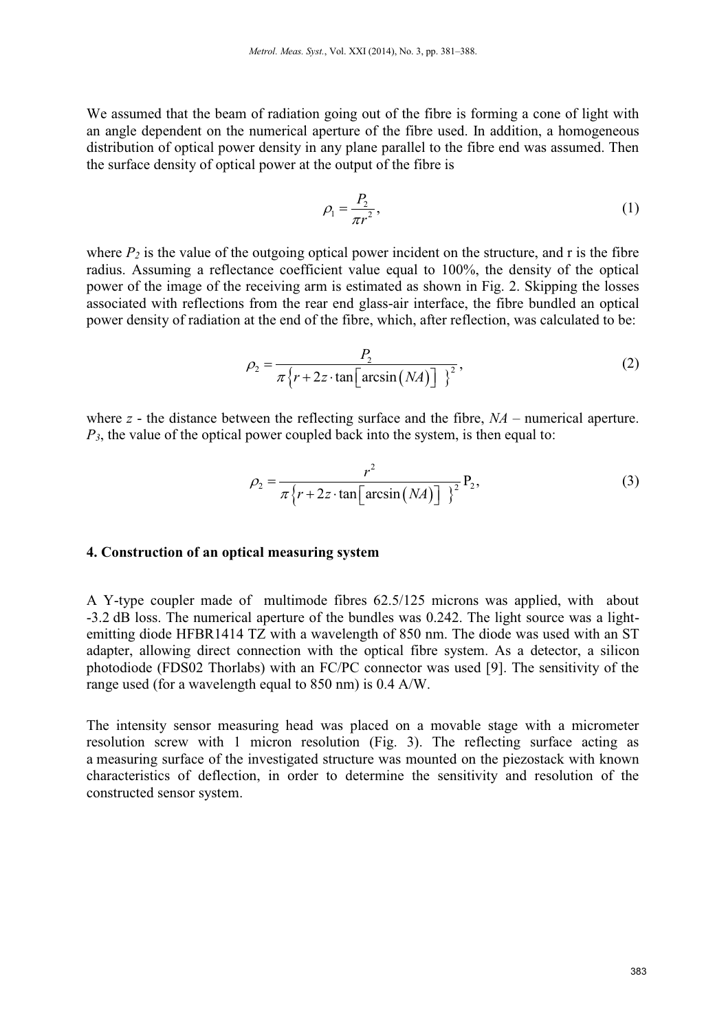We assumed that the beam of radiation going out of the fibre is forming a cone of light with an angle dependent on the numerical aperture of the fibre used. In addition, a homogeneous distribution of optical power density in any plane parallel to the fibre end was assumed. Then the surface density of optical power at the output of the fibre is

$$\rho_1 = \frac{P_2}{\pi r^2}, \tag{1}$$

where $P_2$ is the value of the outgoing optical power incident on the structure, and r is the fibre radius. Assuming a reflectance coefficient value equal to 100%, the density of the optical power of the image of the receiving arm is estimated as shown in Fig. 2. Skipping the losses associated with reflections from the rear end glass-air interface, the fibre bundled an optical power density of radiation at the end of the fibre, which, after reflection, was calculated to be:

$$\rho_2 = \frac{P_2}{\pi \left\{ r + 2z \cdot \tan\left[\arcsin\left(NA\right)\right] \right\}^2}, \tag{2}$$

where $z$ - the distance between the reflecting surface and the fibre, $NA$ – numerical aperture. $P_3$, the value of the optical power coupled back into the system, is then equal to:

$$\rho_2 = \frac{r^2}{\pi \left\{ r + 2z \cdot \tan\left[\arcsin\left(NA\right)\right] \right\}^2} \mathrm{P}_2, \tag{3}$$

## 4. Construction of an optical measuring system

A Y-type coupler made of multimode fibres 62.5/125 microns was applied, with about -3.2 dB loss. The numerical aperture of the bundles was 0.242. The light source was a light-emitting diode HFBR1414 TZ with a wavelength of 850 nm. The diode was used with an ST adapter, allowing direct connection with the optical fibre system. As a detector, a silicon photodiode (FDS02 Thorlabs) with an FC/PC connector was used [9]. The sensitivity of the range used (for a wavelength equal to 850 nm) is 0.4 A/W.

The intensity sensor measuring head was placed on a movable stage with a micrometer resolution screw with 1 micron resolution (Fig. 3). The reflecting surface acting as a measuring surface of the investigated structure was mounted on the piezostack with known characteristics of deflection, in order to determine the sensitivity and resolution of the constructed sensor system.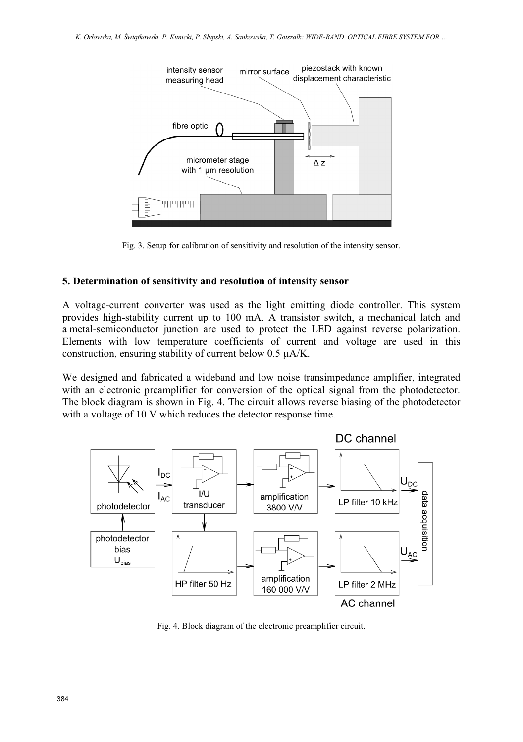Fig. 3. Setup for calibration of sensitivity and resolution of the intensity sensor.

## 5. Determination of sensitivity and resolution of intensity sensor

A voltage-current converter was used as the light emitting diode controller. This system provides high-stability current up to 100 mA. A transistor switch, a mechanical latch and a metal-semiconductor junction are used to protect the LED against reverse polarization. Elements with low temperature coefficients of current and voltage are used in this construction, ensuring stability of current below 0.5 μA/K.

We designed and fabricated a wideband and low noise transimpedance amplifier, integrated with an electronic preamplifier for conversion of the optical signal from the photodetector. The block diagram is shown in Fig. 4. The circuit allows reverse biasing of the photodetector with a voltage of 10 V which reduces the detector response time.

Fig. 4. Block diagram of the electronic preamplifier circuit.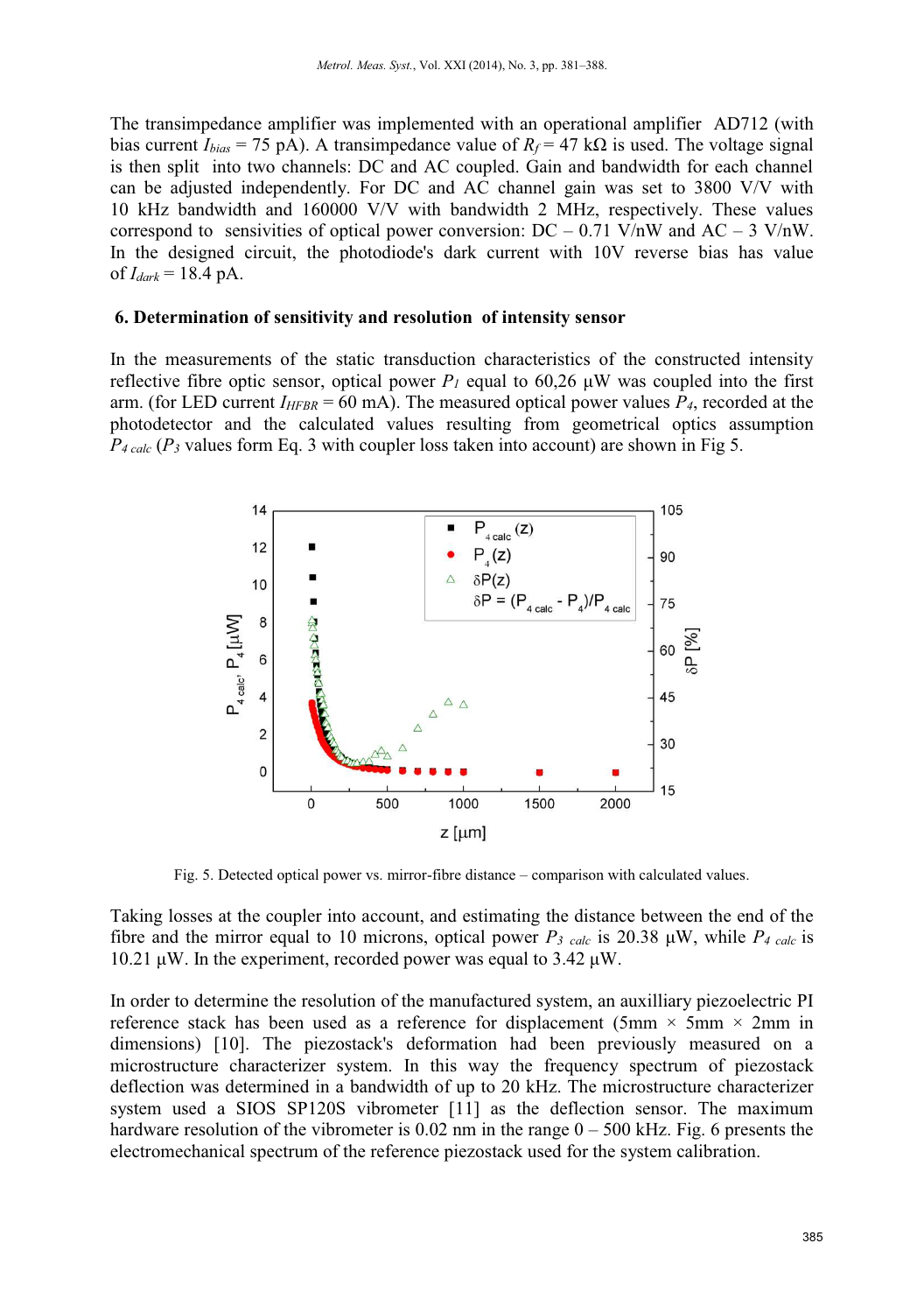The transimpedance amplifier was implemented with an operational amplifier AD712 (with bias current $I_{bias}$ = 75 pA). A transimpedance value of $R_f$ = 47 kΩ is used. The voltage signal is then split into two channels: DC and AC coupled. Gain and bandwidth for each channel can be adjusted independently. For DC and AC channel gain was set to 3800 V/V with 10 kHz bandwidth and 160000 V/V with bandwidth 2 MHz, respectively. These values correspond to sensivities of optical power conversion: DC – 0.71 V/nW and AC – 3 V/nW. In the designed circuit, the photodiode's dark current with 10V reverse bias has value of $I_{dark}$ = 18.4 pA.

## 6. Determination of sensitivity and resolution of intensity sensor

In the measurements of the static transduction characteristics of the constructed intensity reflective fibre optic sensor, optical power $P_1$ equal to 60,26 µW was coupled into the first arm. (for LED current $I_{HFBR}$ = 60 mA). The measured optical power values $P_4$, recorded at the photodetector and the calculated values resulting from geometrical optics assumption $P_{4\ calc}$ ($P_3$ values form Eq. 3 with coupler loss taken into account) are shown in Fig 5.

Fig. 5. Detected optical power vs. mirror-fibre distance – comparison with calculated values.

Taking losses at the coupler into account, and estimating the distance between the end of the fibre and the mirror equal to 10 microns, optical power $P_{3\ calc}$ is 20.38 µW, while $P_{4\ calc}$ is 10.21 µW. In the experiment, recorded power was equal to 3.42 µW.

In order to determine the resolution of the manufactured system, an auxilliary piezoelectric PI reference stack has been used as a reference for displacement (5mm × 5mm × 2mm in dimensions) [10]. The piezostack's deformation had been previously measured on a microstructure characterizer system. In this way the frequency spectrum of piezostack deflection was determined in a bandwidth of up to 20 kHz. The microstructure characterizer system used a SIOS SP120S vibrometer [11] as the deflection sensor. The maximum hardware resolution of the vibrometer is 0.02 nm in the range 0 – 500 kHz. Fig. 6 presents the electromechanical spectrum of the reference piezostack used for the system calibration.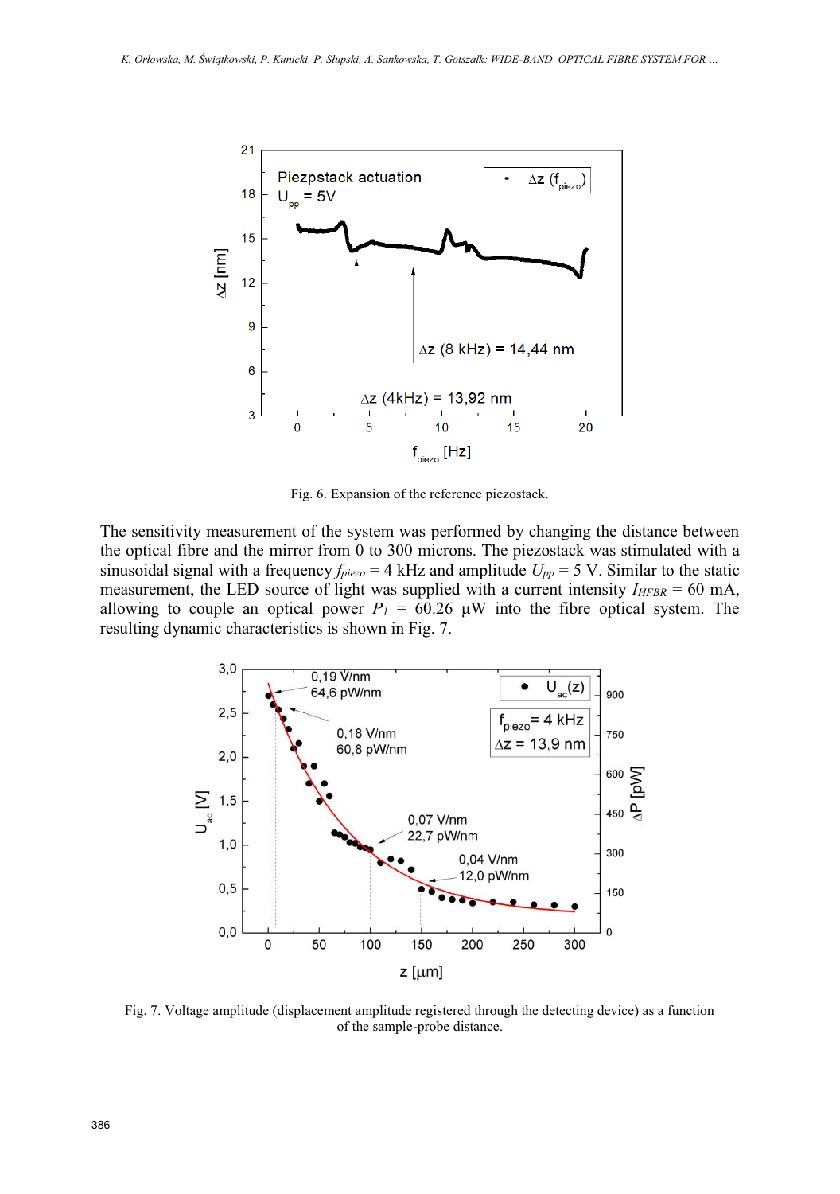Fig. 6. Expansion of the reference piezostack.

The sensitivity measurement of the system was performed by changing the distance between the optical fibre and the mirror from 0 to 300 microns. The piezostack was stimulated with a sinusoidal signal with a frequency $f_{piezo}$ = 4 kHz and amplitude $U_{pp}$ = 5 V. Similar to the static measurement, the LED source of light was supplied with a current intensity $I_{HFBR}$ = 60 mA, allowing to couple an optical power $P_1$ = 60.26 μW into the fibre optical system. The resulting dynamic characteristics is shown in Fig. 7.

Fig. 7. Voltage amplitude (displacement amplitude registered through the detecting device) as a function of the sample-probe distance.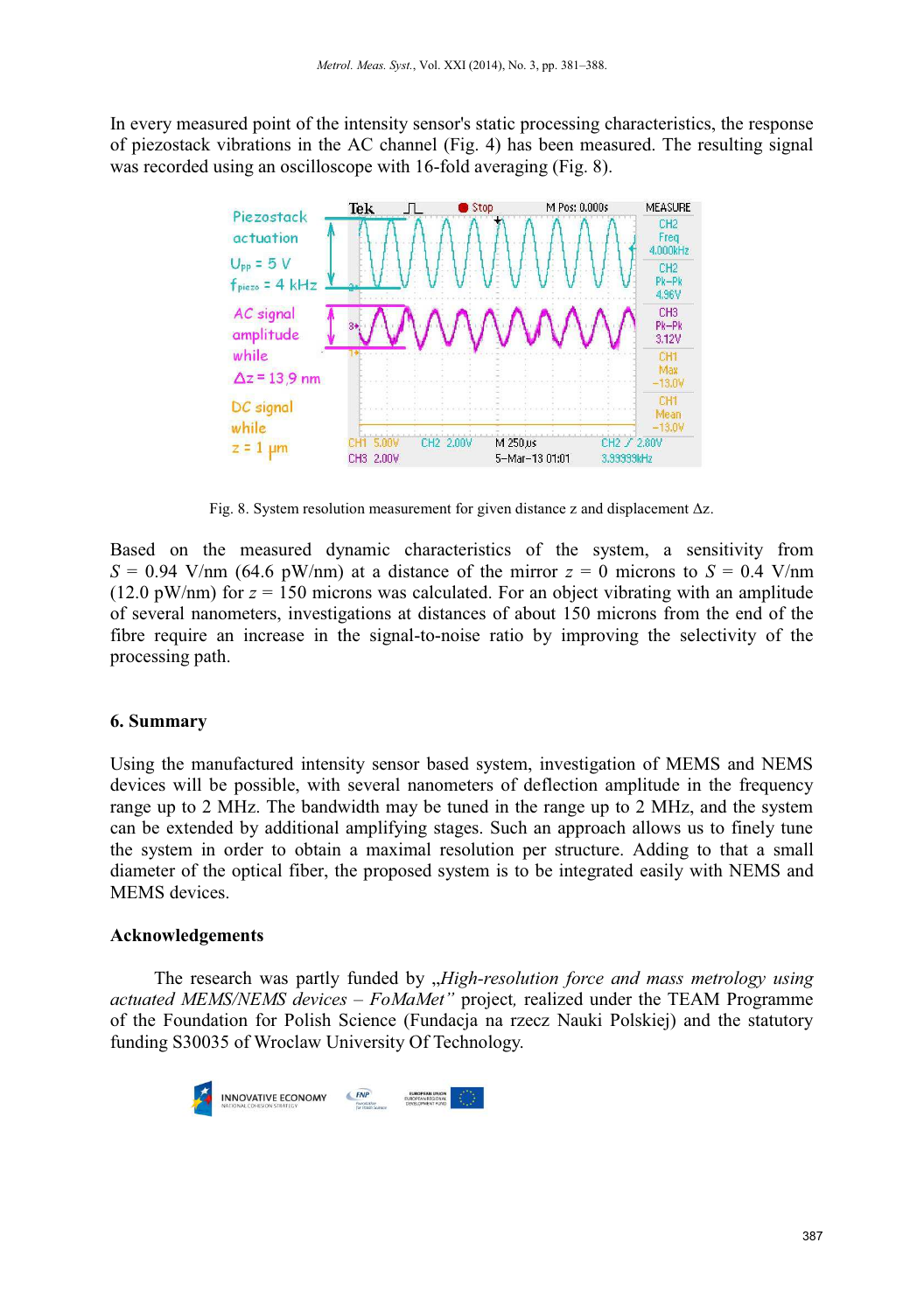In every measured point of the intensity sensor's static processing characteristics, the response of piezostack vibrations in the AC channel (Fig. 4) has been measured. The resulting signal was recorded using an oscilloscope with 16-fold averaging (Fig. 8).

Fig. 8. System resolution measurement for given distance z and displacement Δz.

Based on the measured dynamic characteristics of the system, a sensitivity from $S$ = 0.94 V/nm (64.6 pW/nm) at a distance of the mirror $z$ = 0 microns to $S$ = 0.4 V/nm (12.0 pW/nm) for $z$ = 150 microns was calculated. For an object vibrating with an amplitude of several nanometers, investigations at distances of about 150 microns from the end of the fibre require an increase in the signal-to-noise ratio by improving the selectivity of the processing path.

## 6. Summary

Using the manufactured intensity sensor based system, investigation of MEMS and NEMS devices will be possible, with several nanometers of deflection amplitude in the frequency range up to 2 MHz. The bandwidth may be tuned in the range up to 2 MHz, and the system can be extended by additional amplifying stages. Such an approach allows us to finely tune the system in order to obtain a maximal resolution per structure. Adding to that a small diameter of the optical fiber, the proposed system is to be integrated easily with NEMS and MEMS devices.

### Acknowledgements

The research was partly funded by „*High-resolution force and mass metrology using actuated MEMS/NEMS devices – FoMaMet”* project, realized under the TEAM Programme of the Foundation for Polish Science (Fundacja na rzecz Nauki Polskiej) and the statutory funding S30035 of Wroclaw University Of Technology.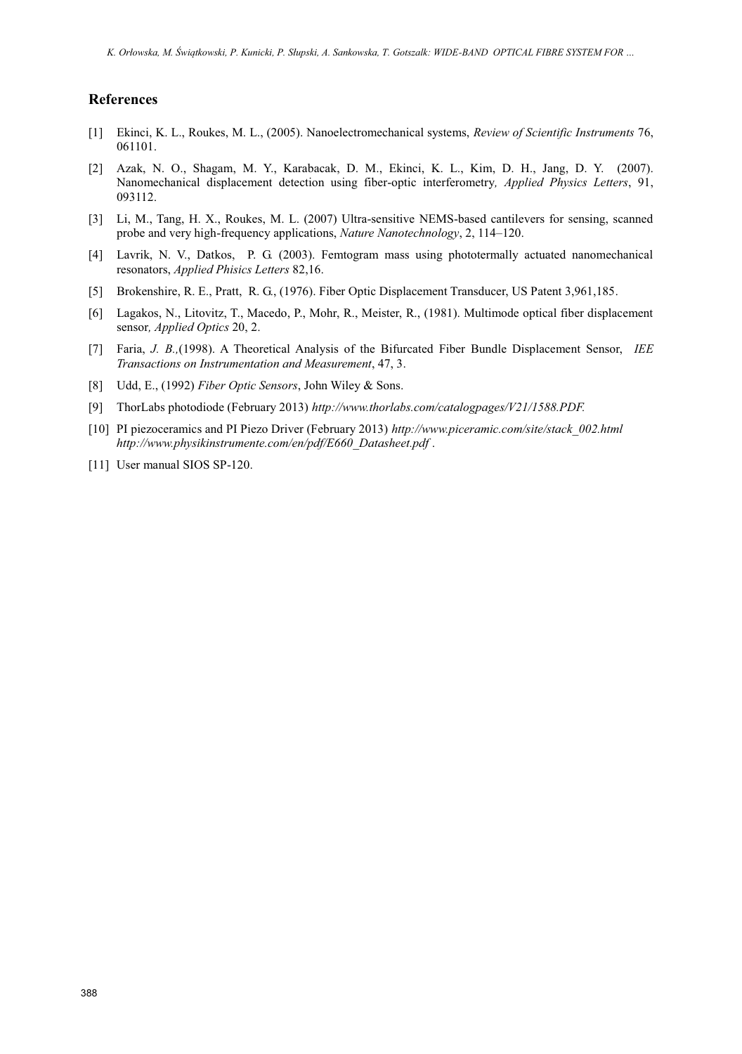## References

[1] Ekinci, K. L., Roukes, M. L., (2005). Nanoelectromechanical systems, *Review of Scientific Instruments* 76, 061101.

[2] Azak, N. O., Shagam, M. Y., Karabacak, D. M., Ekinci, K. L., Kim, D. H., Jang, D. Y. (2007). Nanomechanical displacement detection using fiber-optic interferometry*, Applied Physics Letters*, 91, 093112.

[3] Li, M., Tang, H. X., Roukes, M. L. (2007) Ultra-sensitive NEMS-based cantilevers for sensing, scanned probe and very high-frequency applications, *Nature Nanotechnology*, 2, 114–120.

[4] Lavrik, N. V., Datkos, P. G. (2003). Femtogram mass using phototermally actuated nanomechanical resonators, *Applied Phisics Letters* 82,16.

[5] Brokenshire, R. E., Pratt, R. G., (1976). Fiber Optic Displacement Transducer, US Patent 3,961,185.

[6] Lagakos, N., Litovitz, T., Macedo, P., Mohr, R., Meister, R., (1981). Multimode optical fiber displacement sensor*, Applied Optics* 20, 2.

[7] Faria, *J. B.,*(1998). A Theoretical Analysis of the Bifurcated Fiber Bundle Displacement Sensor, *IEE Transactions on Instrumentation and Measurement*, 47, 3.

[8] Udd, E., (1992) *Fiber Optic Sensors*, John Wiley & Sons.

[9] ThorLabs photodiode (February 2013) *http://www.thorlabs.com/catalogpages/V21/1588.PDF.*

[10] PI piezoceramics and PI Piezo Driver (February 2013) *http://www.piceramic.com/site/stack_002.html* *http://www.physikinstrumente.com/en/pdf/E660_Datasheet.pdf* .

[11] User manual SIOS SP-120.